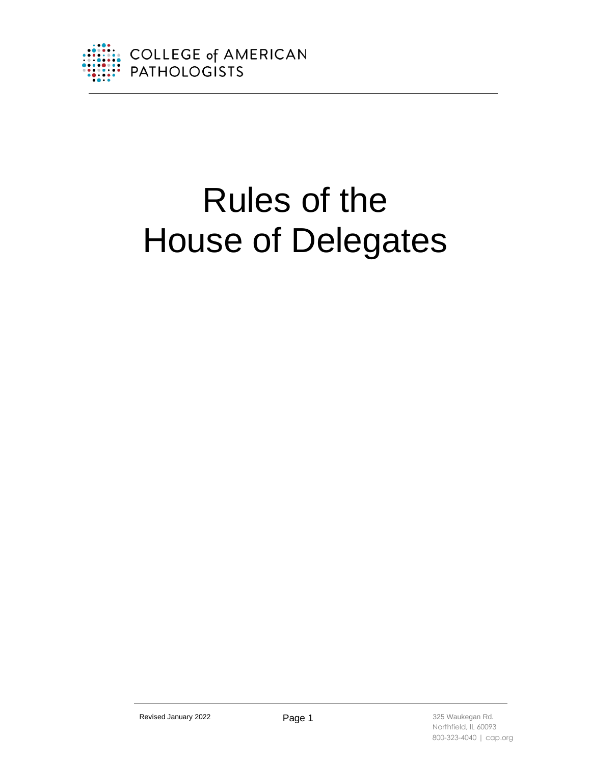COLLEGE of AMERICAN PATHOLOGISTS

# Rules of the House of Delegates

Revised January 2022

325 Waukegan Rd.
Northfield, IL 60093
800-323-4040 | cap.org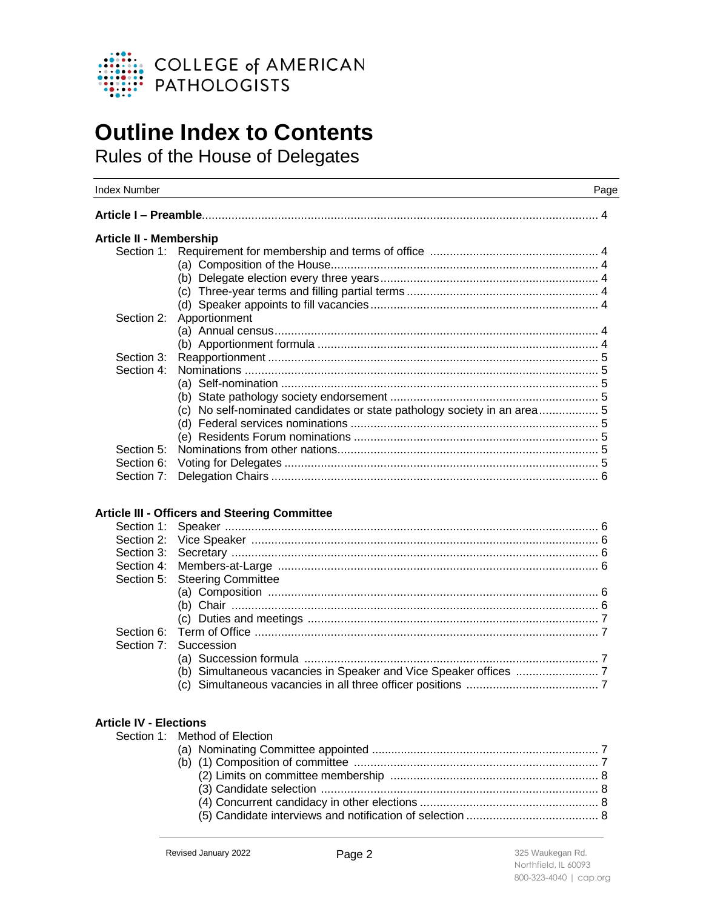COLLEGE of AMERICAN PATHOLOGISTS

# Outline Index to Contents

## Rules of the House of Delegates

| Index Number | Page |
|---|---|
| **Article I – Preamble** | 4 |
| **Article II - Membership** | |
| Section 1: Requirement for membership and terms of office | 4 |
| (a) Composition of the House | 4 |
| (b) Delegate election every three years | 4 |
| (c) Three-year terms and filling partial terms | 4 |
| (d) Speaker appoints to fill vacancies | 4 |
| Section 2: Apportionment | |
| (a) Annual census | 4 |
| (b) Apportionment formula | 4 |
| Section 3: Reapportionment | 5 |
| Section 4: Nominations | 5 |
| (a) Self-nomination | 5 |
| (b) State pathology society endorsement | 5 |
| (c) No self-nominated candidates or state pathology society in an area | 5 |
| (d) Federal services nominations | 5 |
| (e) Residents Forum nominations | 5 |
| Section 5: Nominations from other nations | 5 |
| Section 6: Voting for Delegates | 5 |
| Section 7: Delegation Chairs | 6 |
| **Article III - Officers and Steering Committee** | |
| Section 1: Speaker | 6 |
| Section 2: Vice Speaker | 6 |
| Section 3: Secretary | 6 |
| Section 4: Members-at-Large | 6 |
| Section 5: Steering Committee | |
| (a) Composition | 6 |
| (b) Chair | 6 |
| (c) Duties and meetings | 7 |
| Section 6: Term of Office | 7 |
| Section 7: Succession | |
| (a) Succession formula | 7 |
| (b) Simultaneous vacancies in Speaker and Vice Speaker offices | 7 |
| (c) Simultaneous vacancies in all three officer positions | 7 |
| **Article IV - Elections** | |
| Section 1: Method of Election | |
| (a) Nominating Committee appointed | 7 |
| (b) (1) Composition of committee | 7 |
| (2) Limits on committee membership | 8 |
| (3) Candidate selection | 8 |
| (4) Concurrent candidacy in other elections | 8 |
| (5) Candidate interviews and notification of selection | 8 |

Revised January 2022

325 Waukegan Rd.
Northfield, IL 60093
800-323-4040 | cap.org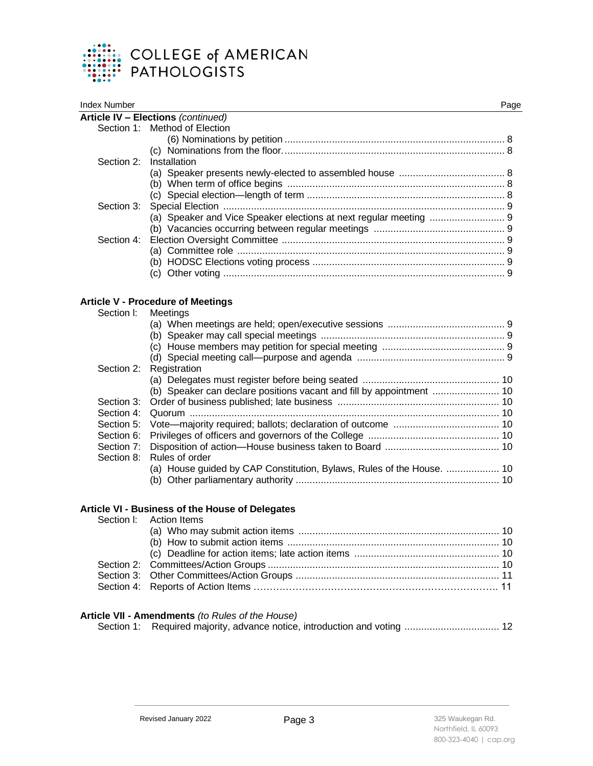| Index Number | | Page |
|---|---|---|
| **Article IV – Elections** *(continued)* | | |
| Section 1: | Method of Election | |
| | (6) Nominations by petition | 8 |
| | (c) Nominations from the floor. | 8 |
| Section 2: | Installation | |
| | (a) Speaker presents newly-elected to assembled house | 8 |
| | (b) When term of office begins | 8 |
| | (c) Special election—length of term | 8 |
| Section 3: | Special Election | 9 |
| | (a) Speaker and Vice Speaker elections at next regular meeting | 9 |
| | (b) Vacancies occurring between regular meetings | 9 |
| Section 4: | Election Oversight Committee | 9 |
| | (a) Committee role | 9 |
| | (b) HODSC Elections voting process | 9 |
| | (c) Other voting | 9 |
| **Article V - Procedure of Meetings** | | |
| Section l: | Meetings | |
| | (a) When meetings are held; open/executive sessions | 9 |
| | (b) Speaker may call special meetings | 9 |
| | (c) House members may petition for special meeting | 9 |
| | (d) Special meeting call—purpose and agenda | 9 |
| Section 2: | Registration | |
| | (a) Delegates must register before being seated | 10 |
| | (b) Speaker can declare positions vacant and fill by appointment | 10 |
| Section 3: | Order of business published; late business | 10 |
| Section 4: | Quorum | 10 |
| Section 5: | Vote—majority required; ballots; declaration of outcome | 10 |
| Section 6: | Privileges of officers and governors of the College | 10 |
| Section 7: | Disposition of action—House business taken to Board | 10 |
| Section 8: | Rules of order | |
| | (a) House guided by CAP Constitution, Bylaws, Rules of the House. | 10 |
| | (b) Other parliamentary authority | 10 |
| **Article VI - Business of the House of Delegates** | | |
| Section l: | Action Items | |
| | (a) Who may submit action items | 10 |
| | (b) How to submit action items | 10 |
| | (c) Deadline for action items; late action items | 10 |
| Section 2: | Committees/Action Groups | 10 |
| Section 3: | Other Committees/Action Groups | 11 |
| Section 4: | Reports of Action Items | 11 |
| **Article VII - Amendments** *(to Rules of the House)* | | |
| Section 1: | Required majority, advance notice, introduction and voting | 12 |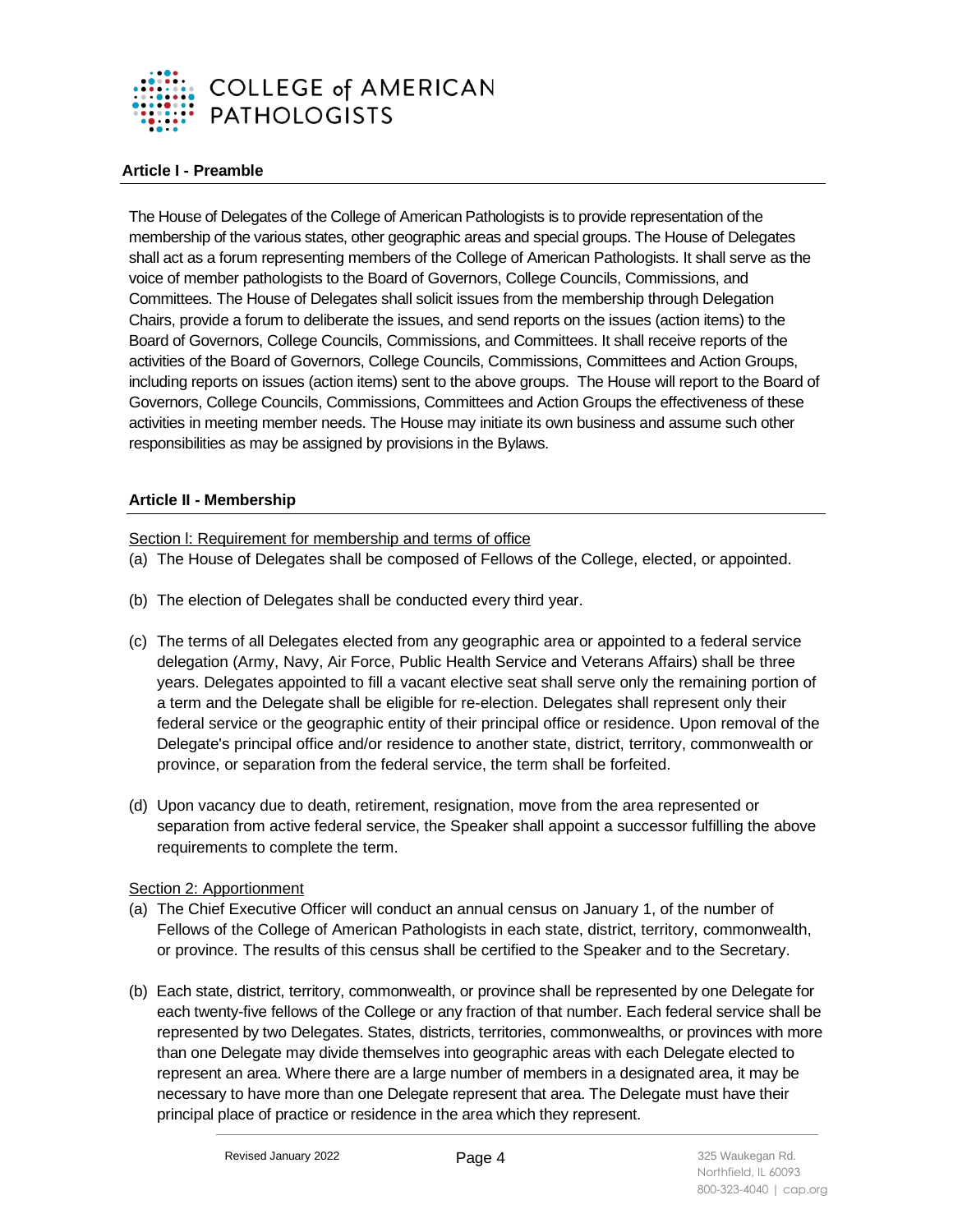## Article I - Preamble

The House of Delegates of the College of American Pathologists is to provide representation of the membership of the various states, other geographic areas and special groups. The House of Delegates shall act as a forum representing members of the College of American Pathologists. It shall serve as the voice of member pathologists to the Board of Governors, College Councils, Commissions, and Committees. The House of Delegates shall solicit issues from the membership through Delegation Chairs, provide a forum to deliberate the issues, and send reports on the issues (action items) to the Board of Governors, College Councils, Commissions, and Committees. It shall receive reports of the activities of the Board of Governors, College Councils, Commissions, Committees and Action Groups, including reports on issues (action items) sent to the above groups. The House will report to the Board of Governors, College Councils, Commissions, Committees and Action Groups the effectiveness of these activities in meeting member needs. The House may initiate its own business and assume such other responsibilities as may be assigned by provisions in the Bylaws.

## Article II - Membership

Section l: Requirement for membership and terms of office

(a) The House of Delegates shall be composed of Fellows of the College, elected, or appointed.

(b) The election of Delegates shall be conducted every third year.

(c) The terms of all Delegates elected from any geographic area or appointed to a federal service delegation (Army, Navy, Air Force, Public Health Service and Veterans Affairs) shall be three years. Delegates appointed to fill a vacant elective seat shall serve only the remaining portion of a term and the Delegate shall be eligible for re-election. Delegates shall represent only their federal service or the geographic entity of their principal office or residence. Upon removal of the Delegate's principal office and/or residence to another state, district, territory, commonwealth or province, or separation from the federal service, the term shall be forfeited.

(d) Upon vacancy due to death, retirement, resignation, move from the area represented or separation from active federal service, the Speaker shall appoint a successor fulfilling the above requirements to complete the term.

Section 2: Apportionment

(a) The Chief Executive Officer will conduct an annual census on January 1, of the number of Fellows of the College of American Pathologists in each state, district, territory, commonwealth, or province. The results of this census shall be certified to the Speaker and to the Secretary.

(b) Each state, district, territory, commonwealth, or province shall be represented by one Delegate for each twenty-five fellows of the College or any fraction of that number. Each federal service shall be represented by two Delegates. States, districts, territories, commonwealths, or provinces with more than one Delegate may divide themselves into geographic areas with each Delegate elected to represent an area. Where there are a large number of members in a designated area, it may be necessary to have more than one Delegate represent that area. The Delegate must have their principal place of practice or residence in the area which they represent.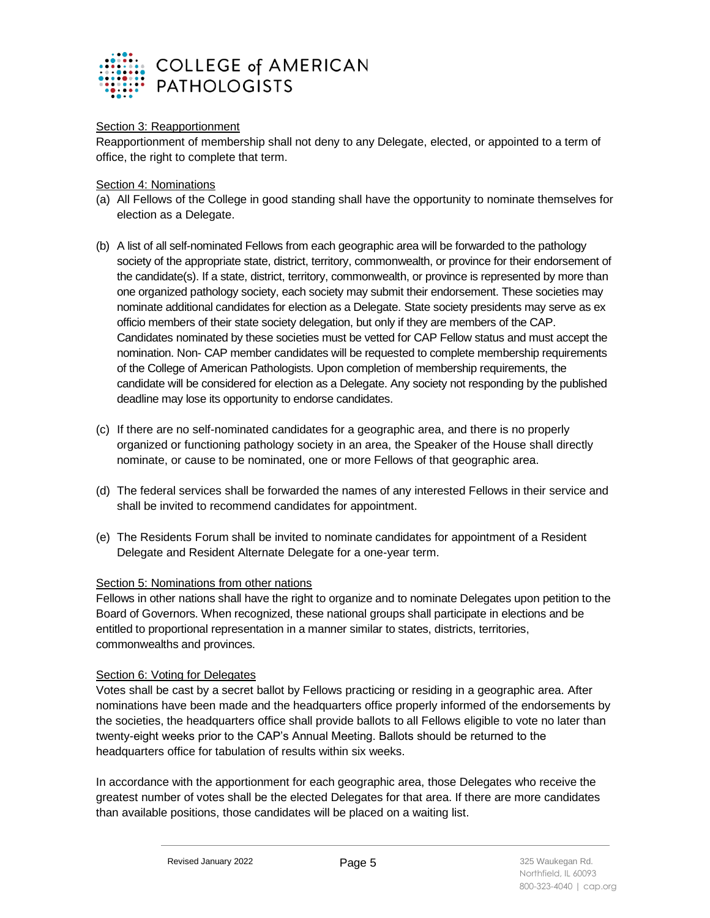### Section 3: Reapportionment

Reapportionment of membership shall not deny to any Delegate, elected, or appointed to a term of office, the right to complete that term.

### Section 4: Nominations

(a) All Fellows of the College in good standing shall have the opportunity to nominate themselves for election as a Delegate.

(b) A list of all self-nominated Fellows from each geographic area will be forwarded to the pathology society of the appropriate state, district, territory, commonwealth, or province for their endorsement of the candidate(s). If a state, district, territory, commonwealth, or province is represented by more than one organized pathology society, each society may submit their endorsement. These societies may nominate additional candidates for election as a Delegate. State society presidents may serve as ex officio members of their state society delegation, but only if they are members of the CAP. Candidates nominated by these societies must be vetted for CAP Fellow status and must accept the nomination. Non- CAP member candidates will be requested to complete membership requirements of the College of American Pathologists. Upon completion of membership requirements, the candidate will be considered for election as a Delegate. Any society not responding by the published deadline may lose its opportunity to endorse candidates.

(c) If there are no self-nominated candidates for a geographic area, and there is no properly organized or functioning pathology society in an area, the Speaker of the House shall directly nominate, or cause to be nominated, one or more Fellows of that geographic area.

(d) The federal services shall be forwarded the names of any interested Fellows in their service and shall be invited to recommend candidates for appointment.

(e) The Residents Forum shall be invited to nominate candidates for appointment of a Resident Delegate and Resident Alternate Delegate for a one-year term.

### Section 5: Nominations from other nations

Fellows in other nations shall have the right to organize and to nominate Delegates upon petition to the Board of Governors. When recognized, these national groups shall participate in elections and be entitled to proportional representation in a manner similar to states, districts, territories, commonwealths and provinces.

### Section 6: Voting for Delegates

Votes shall be cast by a secret ballot by Fellows practicing or residing in a geographic area. After nominations have been made and the headquarters office properly informed of the endorsements by the societies, the headquarters office shall provide ballots to all Fellows eligible to vote no later than twenty-eight weeks prior to the CAP's Annual Meeting. Ballots should be returned to the headquarters office for tabulation of results within six weeks.

In accordance with the apportionment for each geographic area, those Delegates who receive the greatest number of votes shall be the elected Delegates for that area. If there are more candidates than available positions, those candidates will be placed on a waiting list.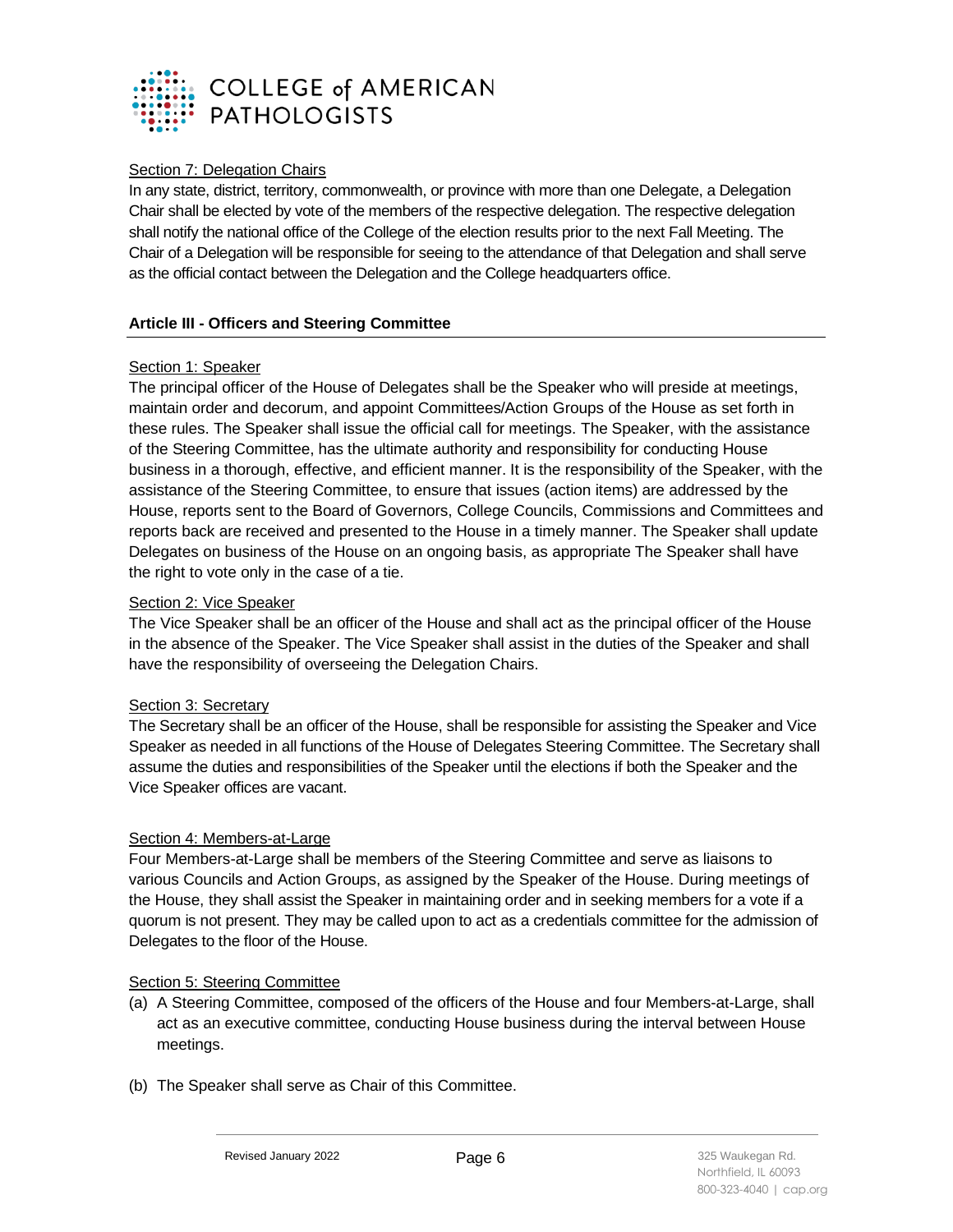Section 7: Delegation Chairs

In any state, district, territory, commonwealth, or province with more than one Delegate, a Delegation Chair shall be elected by vote of the members of the respective delegation. The respective delegation shall notify the national office of the College of the election results prior to the next Fall Meeting. The Chair of a Delegation will be responsible for seeing to the attendance of that Delegation and shall serve as the official contact between the Delegation and the College headquarters office.

## Article III - Officers and Steering Committee

Section 1: Speaker

The principal officer of the House of Delegates shall be the Speaker who will preside at meetings, maintain order and decorum, and appoint Committees/Action Groups of the House as set forth in these rules. The Speaker shall issue the official call for meetings. The Speaker, with the assistance of the Steering Committee, has the ultimate authority and responsibility for conducting House business in a thorough, effective, and efficient manner. It is the responsibility of the Speaker, with the assistance of the Steering Committee, to ensure that issues (action items) are addressed by the House, reports sent to the Board of Governors, College Councils, Commissions and Committees and reports back are received and presented to the House in a timely manner. The Speaker shall update Delegates on business of the House on an ongoing basis, as appropriate The Speaker shall have the right to vote only in the case of a tie.

Section 2: Vice Speaker

The Vice Speaker shall be an officer of the House and shall act as the principal officer of the House in the absence of the Speaker. The Vice Speaker shall assist in the duties of the Speaker and shall have the responsibility of overseeing the Delegation Chairs.

Section 3: Secretary

The Secretary shall be an officer of the House, shall be responsible for assisting the Speaker and Vice Speaker as needed in all functions of the House of Delegates Steering Committee. The Secretary shall assume the duties and responsibilities of the Speaker until the elections if both the Speaker and the Vice Speaker offices are vacant.

Section 4: Members-at-Large

Four Members-at-Large shall be members of the Steering Committee and serve as liaisons to various Councils and Action Groups, as assigned by the Speaker of the House. During meetings of the House, they shall assist the Speaker in maintaining order and in seeking members for a vote if a quorum is not present. They may be called upon to act as a credentials committee for the admission of Delegates to the floor of the House.

Section 5: Steering Committee

(a) A Steering Committee, composed of the officers of the House and four Members-at-Large, shall act as an executive committee, conducting House business during the interval between House meetings.

(b) The Speaker shall serve as Chair of this Committee.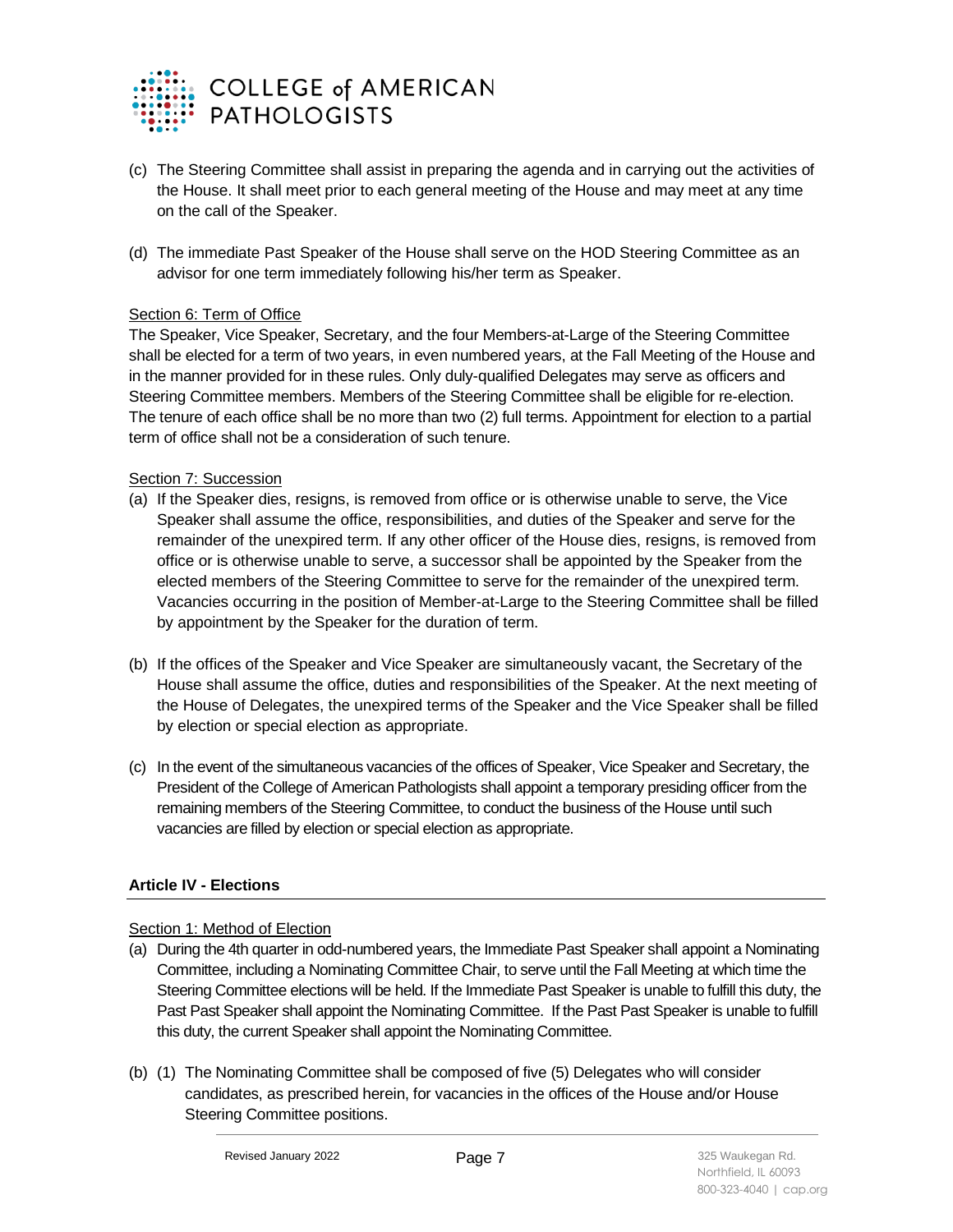(c) The Steering Committee shall assist in preparing the agenda and in carrying out the activities of the House. It shall meet prior to each general meeting of the House and may meet at any time on the call of the Speaker.

(d) The immediate Past Speaker of the House shall serve on the HOD Steering Committee as an advisor for one term immediately following his/her term as Speaker.

<u>Section 6: Term of Office</u>

The Speaker, Vice Speaker, Secretary, and the four Members-at-Large of the Steering Committee shall be elected for a term of two years, in even numbered years, at the Fall Meeting of the House and in the manner provided for in these rules. Only duly-qualified Delegates may serve as officers and Steering Committee members. Members of the Steering Committee shall be eligible for re-election. The tenure of each office shall be no more than two (2) full terms. Appointment for election to a partial term of office shall not be a consideration of such tenure.

<u>Section 7: Succession</u>

(a) If the Speaker dies, resigns, is removed from office or is otherwise unable to serve, the Vice Speaker shall assume the office, responsibilities, and duties of the Speaker and serve for the remainder of the unexpired term. If any other officer of the House dies, resigns, is removed from office or is otherwise unable to serve, a successor shall be appointed by the Speaker from the elected members of the Steering Committee to serve for the remainder of the unexpired term. Vacancies occurring in the position of Member-at-Large to the Steering Committee shall be filled by appointment by the Speaker for the duration of term.

(b) If the offices of the Speaker and Vice Speaker are simultaneously vacant, the Secretary of the House shall assume the office, duties and responsibilities of the Speaker. At the next meeting of the House of Delegates, the unexpired terms of the Speaker and the Vice Speaker shall be filled by election or special election as appropriate.

(c) In the event of the simultaneous vacancies of the offices of Speaker, Vice Speaker and Secretary, the President of the College of American Pathologists shall appoint a temporary presiding officer from the remaining members of the Steering Committee, to conduct the business of the House until such vacancies are filled by election or special election as appropriate.

## Article IV - Elections

<u>Section 1: Method of Election</u>

(a) During the 4th quarter in odd-numbered years, the Immediate Past Speaker shall appoint a Nominating Committee, including a Nominating Committee Chair, to serve until the Fall Meeting at which time the Steering Committee elections will be held. If the Immediate Past Speaker is unable to fulfill this duty, the Past Past Speaker shall appoint the Nominating Committee. If the Past Past Speaker is unable to fulfill this duty, the current Speaker shall appoint the Nominating Committee.

(b) (1) The Nominating Committee shall be composed of five (5) Delegates who will consider candidates, as prescribed herein, for vacancies in the offices of the House and/or House Steering Committee positions.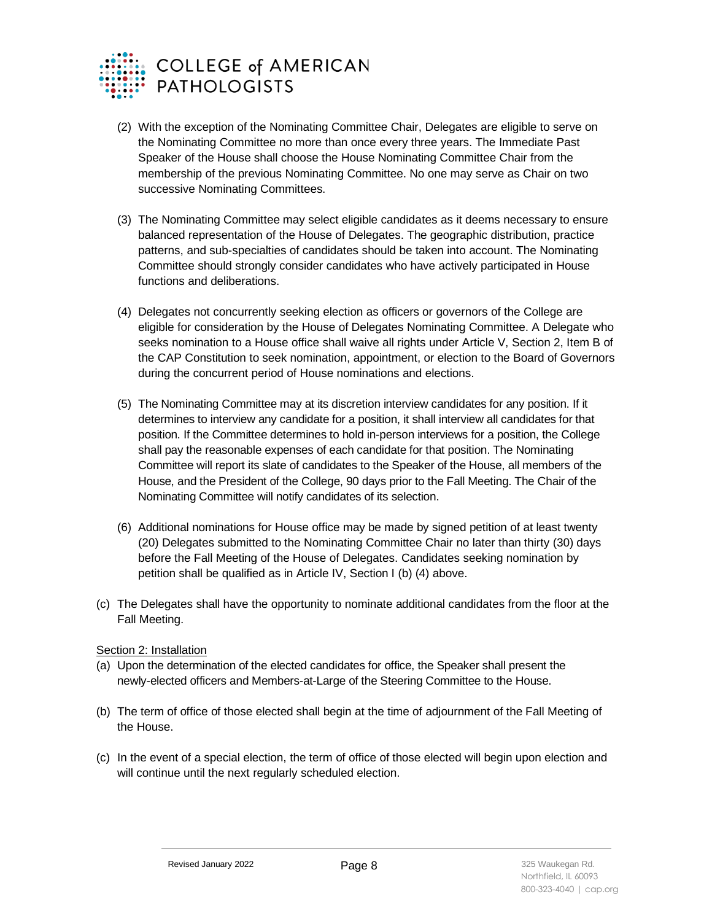(2) With the exception of the Nominating Committee Chair, Delegates are eligible to serve on the Nominating Committee no more than once every three years. The Immediate Past Speaker of the House shall choose the House Nominating Committee Chair from the membership of the previous Nominating Committee. No one may serve as Chair on two successive Nominating Committees.

(3) The Nominating Committee may select eligible candidates as it deems necessary to ensure balanced representation of the House of Delegates. The geographic distribution, practice patterns, and sub-specialties of candidates should be taken into account. The Nominating Committee should strongly consider candidates who have actively participated in House functions and deliberations.

(4) Delegates not concurrently seeking election as officers or governors of the College are eligible for consideration by the House of Delegates Nominating Committee. A Delegate who seeks nomination to a House office shall waive all rights under Article V, Section 2, Item B of the CAP Constitution to seek nomination, appointment, or election to the Board of Governors during the concurrent period of House nominations and elections.

(5) The Nominating Committee may at its discretion interview candidates for any position. If it determines to interview any candidate for a position, it shall interview all candidates for that position. If the Committee determines to hold in-person interviews for a position, the College shall pay the reasonable expenses of each candidate for that position. The Nominating Committee will report its slate of candidates to the Speaker of the House, all members of the House, and the President of the College, 90 days prior to the Fall Meeting. The Chair of the Nominating Committee will notify candidates of its selection.

(6) Additional nominations for House office may be made by signed petition of at least twenty (20) Delegates submitted to the Nominating Committee Chair no later than thirty (30) days before the Fall Meeting of the House of Delegates. Candidates seeking nomination by petition shall be qualified as in Article IV, Section I (b) (4) above.

(c) The Delegates shall have the opportunity to nominate additional candidates from the floor at the Fall Meeting.

<u>Section 2: Installation</u>

(a) Upon the determination of the elected candidates for office, the Speaker shall present the newly-elected officers and Members-at-Large of the Steering Committee to the House.

(b) The term of office of those elected shall begin at the time of adjournment of the Fall Meeting of the House.

(c) In the event of a special election, the term of office of those elected will begin upon election and will continue until the next regularly scheduled election.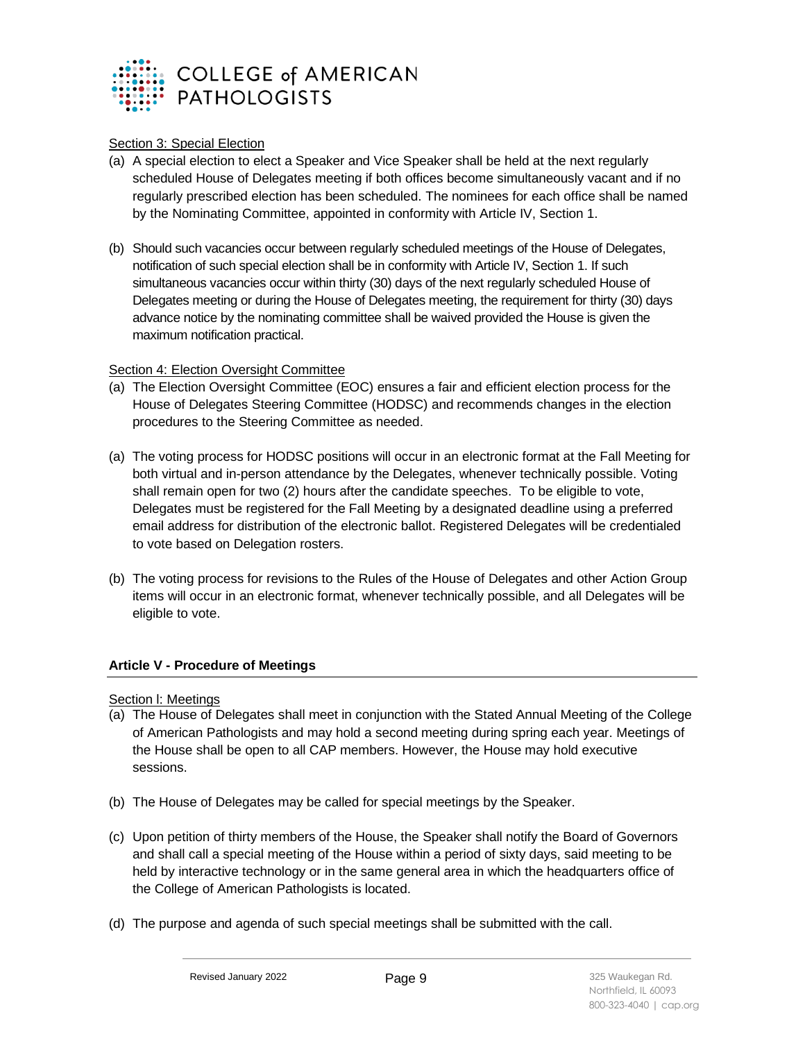Section 3: Special Election

(a) A special election to elect a Speaker and Vice Speaker shall be held at the next regularly scheduled House of Delegates meeting if both offices become simultaneously vacant and if no regularly prescribed election has been scheduled. The nominees for each office shall be named by the Nominating Committee, appointed in conformity with Article IV, Section 1.

(b) Should such vacancies occur between regularly scheduled meetings of the House of Delegates, notification of such special election shall be in conformity with Article IV, Section 1. If such simultaneous vacancies occur within thirty (30) days of the next regularly scheduled House of Delegates meeting or during the House of Delegates meeting, the requirement for thirty (30) days advance notice by the nominating committee shall be waived provided the House is given the maximum notification practical.

Section 4: Election Oversight Committee

(a) The Election Oversight Committee (EOC) ensures a fair and efficient election process for the House of Delegates Steering Committee (HODSC) and recommends changes in the election procedures to the Steering Committee as needed.

(a) The voting process for HODSC positions will occur in an electronic format at the Fall Meeting for both virtual and in-person attendance by the Delegates, whenever technically possible. Voting shall remain open for two (2) hours after the candidate speeches. To be eligible to vote, Delegates must be registered for the Fall Meeting by a designated deadline using a preferred email address for distribution of the electronic ballot. Registered Delegates will be credentialed to vote based on Delegation rosters.

(b) The voting process for revisions to the Rules of the House of Delegates and other Action Group items will occur in an electronic format, whenever technically possible, and all Delegates will be eligible to vote.

**Article V - Procedure of Meetings**

Section l: Meetings

(a) The House of Delegates shall meet in conjunction with the Stated Annual Meeting of the College of American Pathologists and may hold a second meeting during spring each year. Meetings of the House shall be open to all CAP members. However, the House may hold executive sessions.

(b) The House of Delegates may be called for special meetings by the Speaker.

(c) Upon petition of thirty members of the House, the Speaker shall notify the Board of Governors and shall call a special meeting of the House within a period of sixty days, said meeting to be held by interactive technology or in the same general area in which the headquarters office of the College of American Pathologists is located.

(d) The purpose and agenda of such special meetings shall be submitted with the call.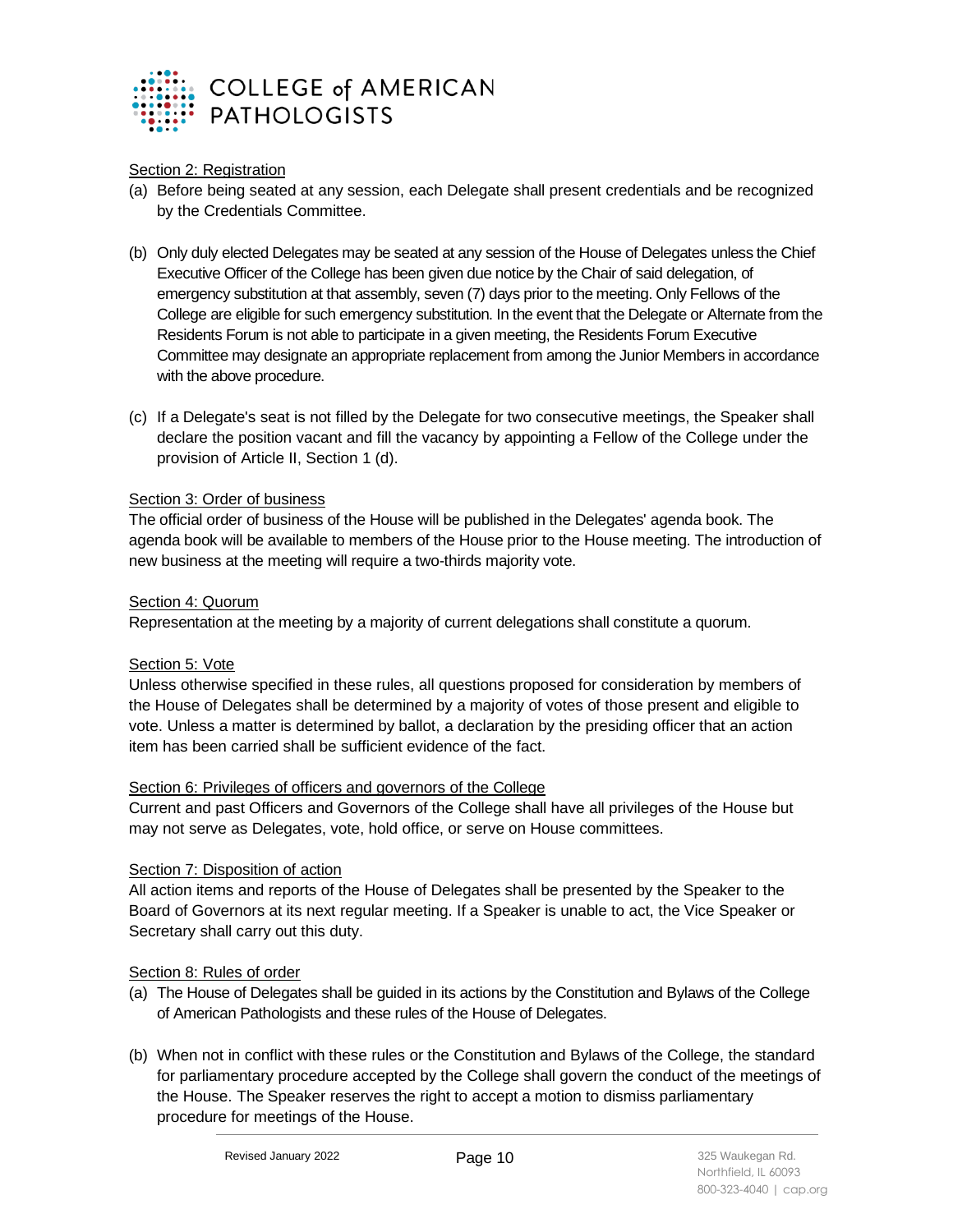Section 2: Registration

(a) Before being seated at any session, each Delegate shall present credentials and be recognized by the Credentials Committee.

(b) Only duly elected Delegates may be seated at any session of the House of Delegates unless the Chief Executive Officer of the College has been given due notice by the Chair of said delegation, of emergency substitution at that assembly, seven (7) days prior to the meeting. Only Fellows of the College are eligible for such emergency substitution. In the event that the Delegate or Alternate from the Residents Forum is not able to participate in a given meeting, the Residents Forum Executive Committee may designate an appropriate replacement from among the Junior Members in accordance with the above procedure.

(c) If a Delegate's seat is not filled by the Delegate for two consecutive meetings, the Speaker shall declare the position vacant and fill the vacancy by appointing a Fellow of the College under the provision of Article II, Section 1 (d).

Section 3: Order of business

The official order of business of the House will be published in the Delegates' agenda book. The agenda book will be available to members of the House prior to the House meeting. The introduction of new business at the meeting will require a two-thirds majority vote.

Section 4: Quorum

Representation at the meeting by a majority of current delegations shall constitute a quorum.

Section 5: Vote

Unless otherwise specified in these rules, all questions proposed for consideration by members of the House of Delegates shall be determined by a majority of votes of those present and eligible to vote. Unless a matter is determined by ballot, a declaration by the presiding officer that an action item has been carried shall be sufficient evidence of the fact.

Section 6: Privileges of officers and governors of the College

Current and past Officers and Governors of the College shall have all privileges of the House but may not serve as Delegates, vote, hold office, or serve on House committees.

Section 7: Disposition of action

All action items and reports of the House of Delegates shall be presented by the Speaker to the Board of Governors at its next regular meeting. If a Speaker is unable to act, the Vice Speaker or Secretary shall carry out this duty.

Section 8: Rules of order

(a) The House of Delegates shall be guided in its actions by the Constitution and Bylaws of the College of American Pathologists and these rules of the House of Delegates.

(b) When not in conflict with these rules or the Constitution and Bylaws of the College, the standard for parliamentary procedure accepted by the College shall govern the conduct of the meetings of the House. The Speaker reserves the right to accept a motion to dismiss parliamentary procedure for meetings of the House.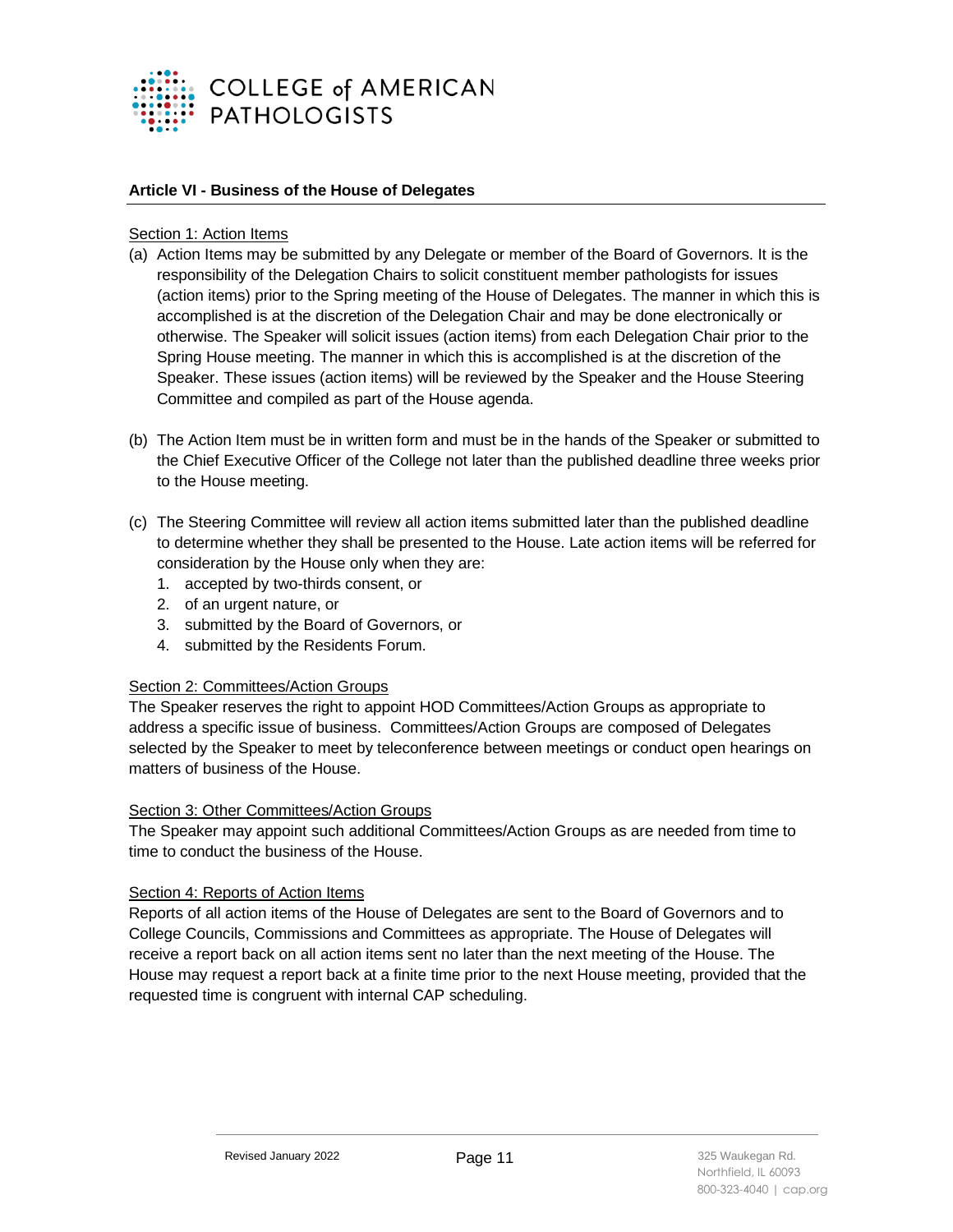## Article VI - Business of the House of Delegates

Section 1: Action Items

(a) Action Items may be submitted by any Delegate or member of the Board of Governors. It is the responsibility of the Delegation Chairs to solicit constituent member pathologists for issues (action items) prior to the Spring meeting of the House of Delegates. The manner in which this is accomplished is at the discretion of the Delegation Chair and may be done electronically or otherwise. The Speaker will solicit issues (action items) from each Delegation Chair prior to the Spring House meeting. The manner in which this is accomplished is at the discretion of the Speaker. These issues (action items) will be reviewed by the Speaker and the House Steering Committee and compiled as part of the House agenda.

(b) The Action Item must be in written form and must be in the hands of the Speaker or submitted to the Chief Executive Officer of the College not later than the published deadline three weeks prior to the House meeting.

(c) The Steering Committee will review all action items submitted later than the published deadline to determine whether they shall be presented to the House. Late action items will be referred for consideration by the House only when they are:
1. accepted by two-thirds consent, or
2. of an urgent nature, or
3. submitted by the Board of Governors, or
4. submitted by the Residents Forum.

Section 2: Committees/Action Groups

The Speaker reserves the right to appoint HOD Committees/Action Groups as appropriate to address a specific issue of business. Committees/Action Groups are composed of Delegates selected by the Speaker to meet by teleconference between meetings or conduct open hearings on matters of business of the House.

Section 3: Other Committees/Action Groups

The Speaker may appoint such additional Committees/Action Groups as are needed from time to time to conduct the business of the House.

Section 4: Reports of Action Items

Reports of all action items of the House of Delegates are sent to the Board of Governors and to College Councils, Commissions and Committees as appropriate. The House of Delegates will receive a report back on all action items sent no later than the next meeting of the House. The House may request a report back at a finite time prior to the next House meeting, provided that the requested time is congruent with internal CAP scheduling.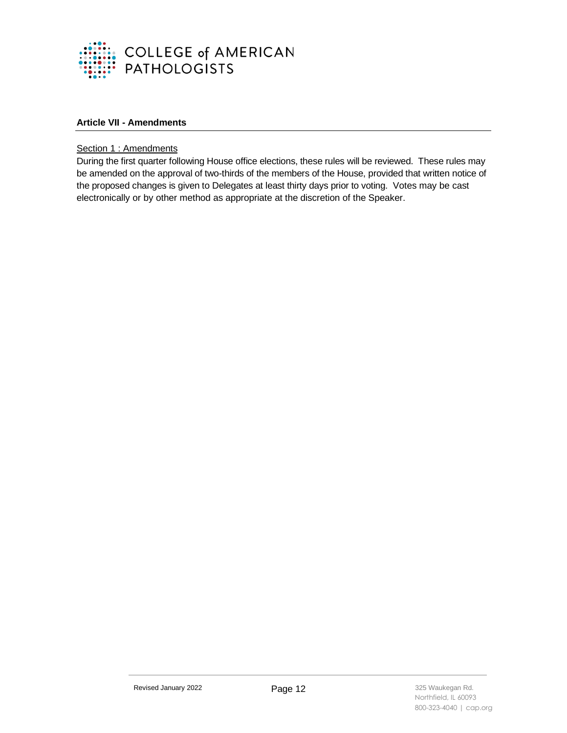**Article VII - Amendments**

Section 1 : Amendments

During the first quarter following House office elections, these rules will be reviewed.  These rules may be amended on the approval of two-thirds of the members of the House, provided that written notice of the proposed changes is given to Delegates at least thirty days prior to voting.  Votes may be cast electronically or by other method as appropriate at the discretion of the Speaker.